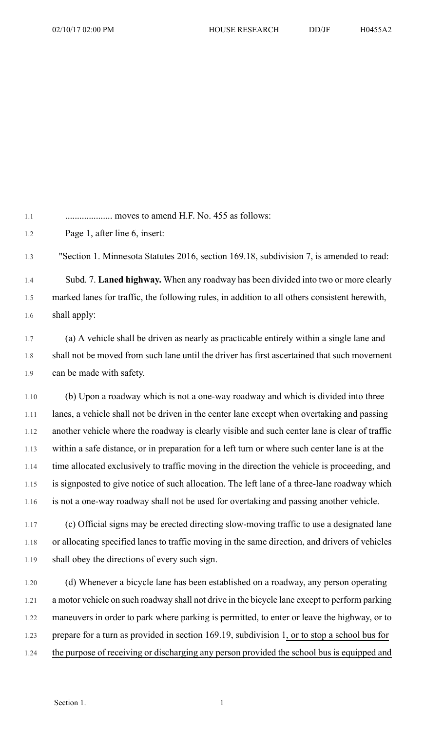.................... moves to amend H.F. No. 455 as follows:

Page 1, after line 6, insert:

"Section 1. Minnesota Statutes 2016, section 169.18, subdivision 7, is amended to read:

Subd. 7. **Laned highway.** When any roadway has been divided into two or more clearly marked lanes for traffic, the following rules, in addition to all others consistent herewith, shall apply:

(a) A vehicle shall be driven as nearly as practicable entirely within a single lane and shall not be moved from such lane until the driver has first ascertained that such movement can be made with safety.

(b) Upon a roadway which is not a one-way roadway and which is divided into three lanes, a vehicle shall not be driven in the center lane except when overtaking and passing another vehicle where the roadway is clearly visible and such center lane is clear of traffic within a safe distance, or in preparation for a left turn or where such center lane is at the time allocated exclusively to traffic moving in the direction the vehicle is proceeding, and is signposted to give notice of such allocation. The left lane of a three-lane roadway which is not a one-way roadway shall not be used for overtaking and passing another vehicle.

(c) Official signs may be erected directing slow-moving traffic to use a designated lane or allocating specified lanes to traffic moving in the same direction, and drivers of vehicles shall obey the directions of every such sign.

(d) Whenever a bicycle lane has been established on a roadway, any person operating a motor vehicle on such roadway shall not drive in the bicycle lane except to perform parking maneuvers in order to park where parking is permitted, to enter or leave the highway, ~~or~~ to prepare for a turn as provided in section 169.19, subdivision 1, or to stop a school bus for the purpose of receiving or discharging any person provided the school bus is equipped and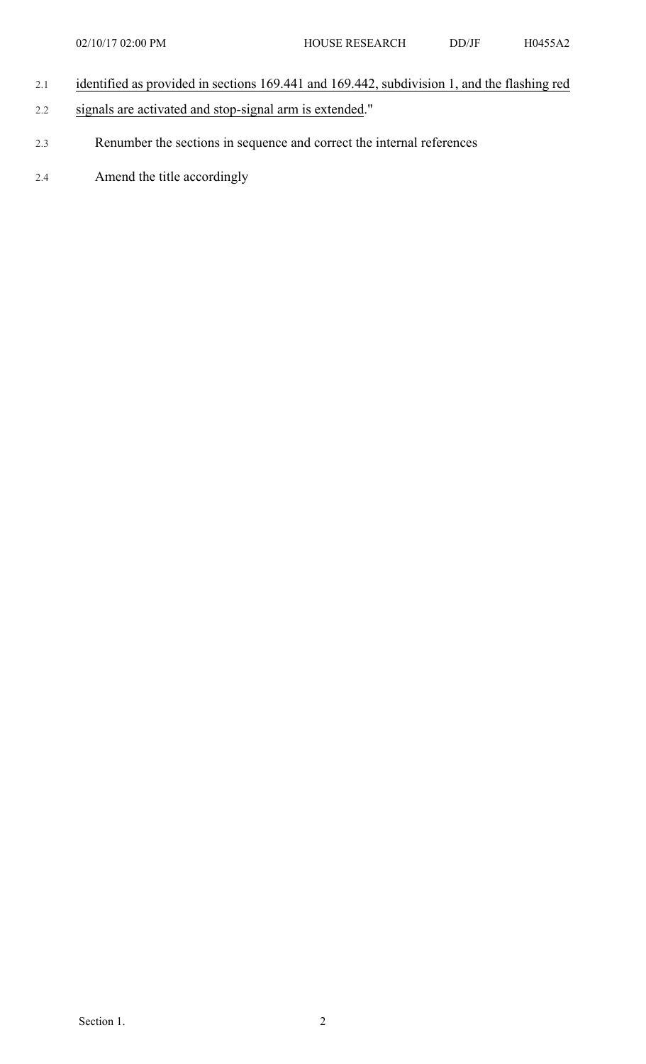identified as provided in sections 169.441 and 169.442, subdivision 1, and the flashing red signals are activated and stop-signal arm is extended."

Renumber the sections in sequence and correct the internal references

Amend the title accordingly